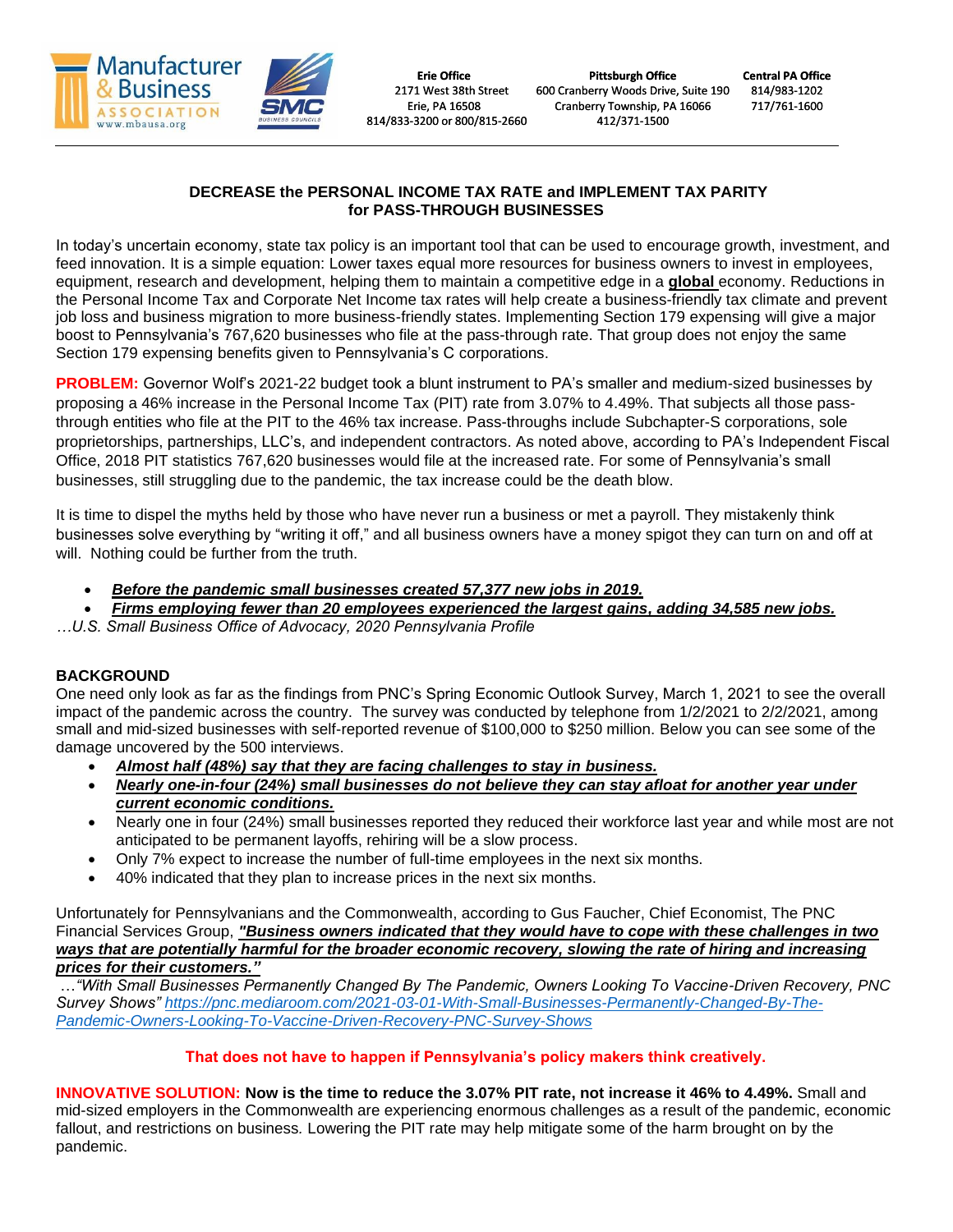Manufacturer & Business ASSOCIATION www.mbausa.org

SMC BUSINESS COUNCILS

**Erie Office**
2171 West 38th Street
Erie, PA 16508
814/833-3200 or 800/815-2660

**Pittsburgh Office**
600 Cranberry Woods Drive, Suite 190
Cranberry Township, PA 16066
412/371-1500

**Central PA Office**
814/983-1202
717/761-1600

## DECREASE the PERSONAL INCOME TAX RATE and IMPLEMENT TAX PARITY for PASS-THROUGH BUSINESSES

In today's uncertain economy, state tax policy is an important tool that can be used to encourage growth, investment, and feed innovation. It is a simple equation: Lower taxes equal more resources for business owners to invest in employees, equipment, research and development, helping them to maintain a competitive edge in a **global** economy. Reductions in the Personal Income Tax and Corporate Net Income tax rates will help create a business-friendly tax climate and prevent job loss and business migration to more business-friendly states. Implementing Section 179 expensing will give a major boost to Pennsylvania's 767,620 businesses who file at the pass-through rate. That group does not enjoy the same Section 179 expensing benefits given to Pennsylvania's C corporations.

**PROBLEM:** Governor Wolf's 2021-22 budget took a blunt instrument to PA's smaller and medium-sized businesses by proposing a 46% increase in the Personal Income Tax (PIT) rate from 3.07% to 4.49%. That subjects all those pass-through entities who file at the PIT to the 46% tax increase. Pass-throughs include Subchapter-S corporations, sole proprietorships, partnerships, LLC's, and independent contractors. As noted above, according to PA's Independent Fiscal Office, 2018 PIT statistics 767,620 businesses would file at the increased rate. For some of Pennsylvania's small businesses, still struggling due to the pandemic, the tax increase could be the death blow.

It is time to dispel the myths held by those who have never run a business or met a payroll. They mistakenly think businesses solve everything by "writing it off," and all business owners have a money spigot they can turn on and off at will. Nothing could be further from the truth.

- ***Before the pandemic small businesses created 57,377 new jobs in 2019.***
- ***Firms employing fewer than 20 employees experienced the largest gains, adding 34,585 new jobs.***

*…U.S. Small Business Office of Advocacy, 2020 Pennsylvania Profile*

### BACKGROUND

One need only look as far as the findings from PNC's Spring Economic Outlook Survey, March 1, 2021 to see the overall impact of the pandemic across the country. The survey was conducted by telephone from 1/2/2021 to 2/2/2021, among small and mid-sized businesses with self-reported revenue of $100,000 to $250 million. Below you can see some of the damage uncovered by the 500 interviews.

- ***Almost half (48%) say that they are facing challenges to stay in business.***
- ***Nearly one-in-four (24%) small businesses do not believe they can stay afloat for another year under current economic conditions.***
- Nearly one in four (24%) small businesses reported they reduced their workforce last year and while most are not anticipated to be permanent layoffs, rehiring will be a slow process.
- Only 7% expect to increase the number of full-time employees in the next six months.
- 40% indicated that they plan to increase prices in the next six months.

Unfortunately for Pennsylvanians and the Commonwealth, according to Gus Faucher, Chief Economist, The PNC Financial Services Group, ***"Business owners indicated that they would have to cope with these challenges in two ways that are potentially harmful for the broader economic recovery, slowing the rate of hiring and increasing prices for their customers."***

*…"With Small Businesses Permanently Changed By The Pandemic, Owners Looking To Vaccine-Driven Recovery, PNC Survey Shows" https://pnc.mediaroom.com/2021-03-01-With-Small-Businesses-Permanently-Changed-By-The-Pandemic-Owners-Looking-To-Vaccine-Driven-Recovery-PNC-Survey-Shows*

**That does not have to happen if Pennsylvania's policy makers think creatively.**

**INNOVATIVE SOLUTION:** **Now is the time to reduce the 3.07% PIT rate, not increase it 46% to 4.49%.** Small and mid-sized employers in the Commonwealth are experiencing enormous challenges as a result of the pandemic, economic fallout, and restrictions on business*.* Lowering the PIT rate may help mitigate some of the harm brought on by the pandemic.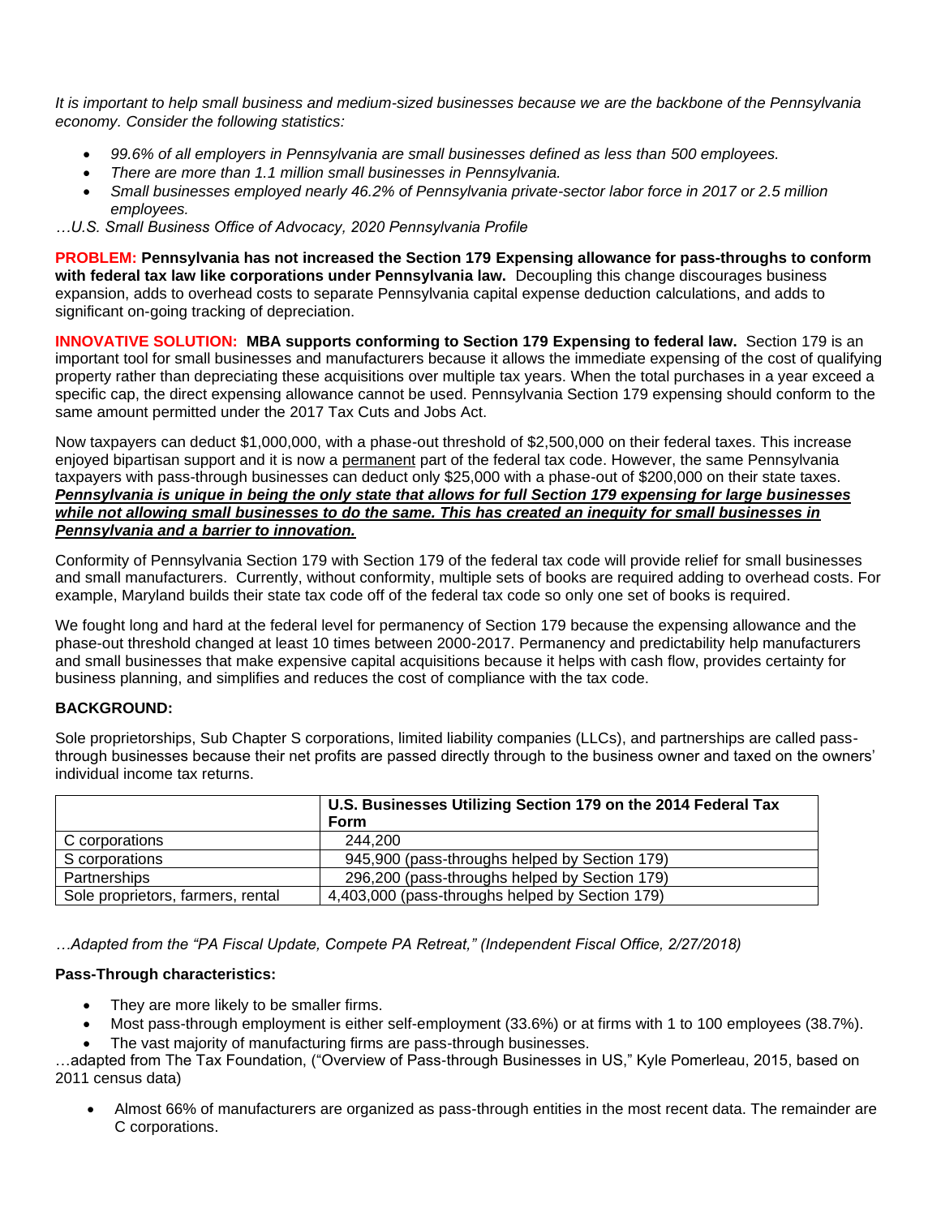*It is important to help small business and medium-sized businesses because we are the backbone of the Pennsylvania economy. Consider the following statistics:*

- *99.6% of all employers in Pennsylvania are small businesses defined as less than 500 employees.*
- *There are more than 1.1 million small businesses in Pennsylvania.*
- *Small businesses employed nearly 46.2% of Pennsylvania private-sector labor force in 2017 or 2.5 million employees.*

*…U.S. Small Business Office of Advocacy, 2020 Pennsylvania Profile*

**PROBLEM: Pennsylvania has not increased the Section 179 Expensing allowance for pass-throughs to conform with federal tax law like corporations under Pennsylvania law.** Decoupling this change discourages business expansion, adds to overhead costs to separate Pennsylvania capital expense deduction calculations, and adds to significant on-going tracking of depreciation.

**INNOVATIVE SOLUTION: MBA supports conforming to Section 179 Expensing to federal law.** Section 179 is an important tool for small businesses and manufacturers because it allows the immediate expensing of the cost of qualifying property rather than depreciating these acquisitions over multiple tax years. When the total purchases in a year exceed a specific cap, the direct expensing allowance cannot be used. Pennsylvania Section 179 expensing should conform to the same amount permitted under the 2017 Tax Cuts and Jobs Act.

Now taxpayers can deduct $1,000,000, with a phase-out threshold of $2,500,000 on their federal taxes. This increase enjoyed bipartisan support and it is now a permanent part of the federal tax code. However, the same Pennsylvania taxpayers with pass-through businesses can deduct only $25,000 with a phase-out of $200,000 on their state taxes. ***Pennsylvania is unique in being the only state that allows for full Section 179 expensing for large businesses while not allowing small businesses to do the same. This has created an inequity for small businesses in Pennsylvania and a barrier to innovation.***

Conformity of Pennsylvania Section 179 with Section 179 of the federal tax code will provide relief for small businesses and small manufacturers. Currently, without conformity, multiple sets of books are required adding to overhead costs. For example, Maryland builds their state tax code off of the federal tax code so only one set of books is required.

We fought long and hard at the federal level for permanency of Section 179 because the expensing allowance and the phase-out threshold changed at least 10 times between 2000-2017. Permanency and predictability help manufacturers and small businesses that make expensive capital acquisitions because it helps with cash flow, provides certainty for business planning, and simplifies and reduces the cost of compliance with the tax code.

**BACKGROUND:**

Sole proprietorships, Sub Chapter S corporations, limited liability companies (LLCs), and partnerships are called pass-through businesses because their net profits are passed directly through to the business owner and taxed on the owners' individual income tax returns.

| | **U.S. Businesses Utilizing Section 179 on the 2014 Federal Tax Form** |
|---|---|
| C corporations | 244,200 |
| S corporations | 945,900 (pass-throughs helped by Section 179) |
| Partnerships | 296,200 (pass-throughs helped by Section 179) |
| Sole proprietors, farmers, rental | 4,403,000 (pass-throughs helped by Section 179) |

*…Adapted from the "PA Fiscal Update, Compete PA Retreat," (Independent Fiscal Office, 2/27/2018)*

**Pass-Through characteristics:**

- They are more likely to be smaller firms.
- Most pass-through employment is either self-employment (33.6%) or at firms with 1 to 100 employees (38.7%).
- The vast majority of manufacturing firms are pass-through businesses.

…adapted from The Tax Foundation, ("Overview of Pass-through Businesses in US," Kyle Pomerleau, 2015, based on 2011 census data)

- Almost 66% of manufacturers are organized as pass-through entities in the most recent data. The remainder are C corporations.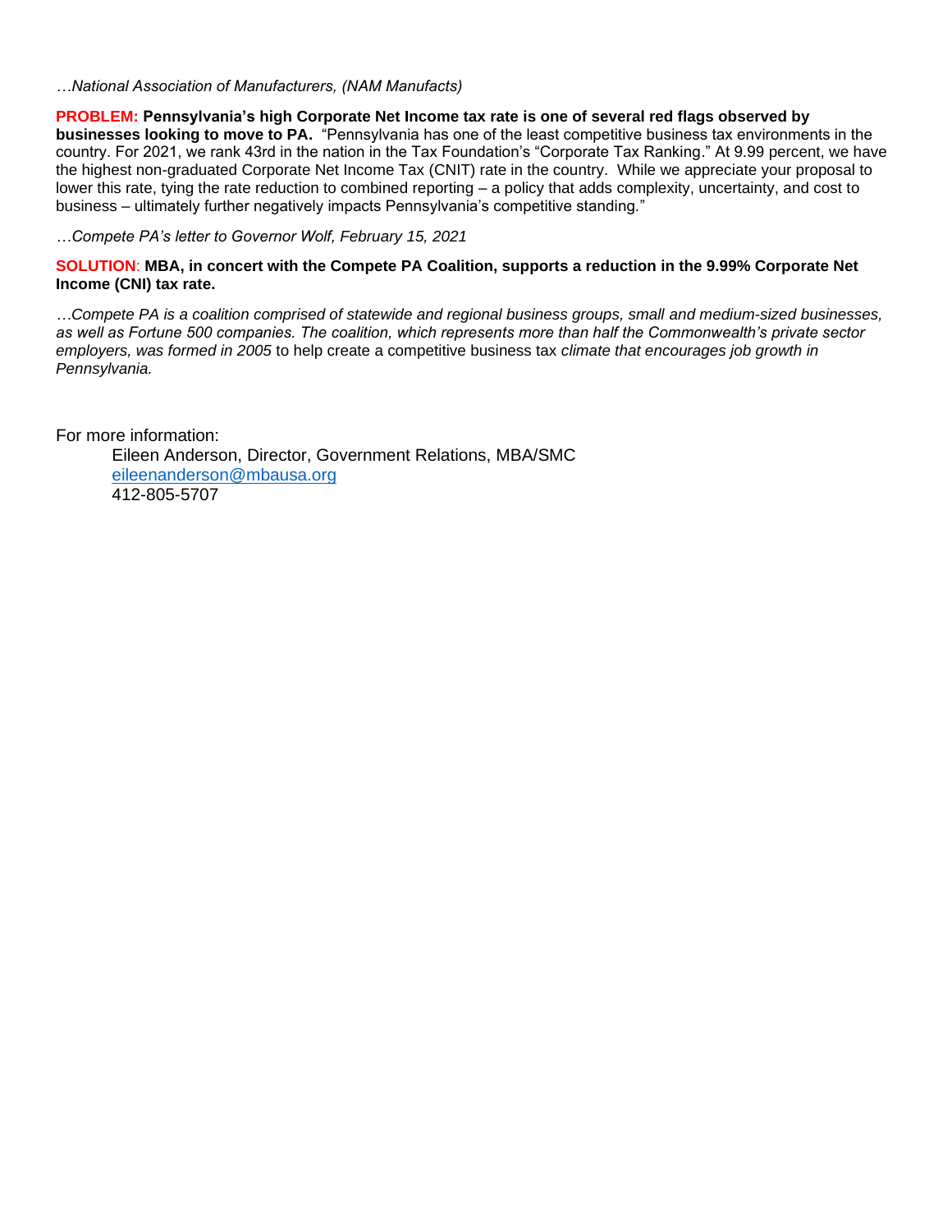*…National Association of Manufacturers, (NAM Manufacts)*

**PROBLEM: Pennsylvania's high Corporate Net Income tax rate is one of several red flags observed by businesses looking to move to PA.** "Pennsylvania has one of the least competitive business tax environments in the country. For 2021, we rank 43rd in the nation in the Tax Foundation's "Corporate Tax Ranking." At 9.99 percent, we have the highest non-graduated Corporate Net Income Tax (CNIT) rate in the country. While we appreciate your proposal to lower this rate, tying the rate reduction to combined reporting – a policy that adds complexity, uncertainty, and cost to business – ultimately further negatively impacts Pennsylvania's competitive standing."

*…Compete PA's letter to Governor Wolf, February 15, 2021*

**SOLUTION: MBA, in concert with the Compete PA Coalition, supports a reduction in the 9.99% Corporate Net Income (CNI) tax rate.**

*…Compete PA is a coalition comprised of statewide and regional business groups, small and medium-sized businesses, as well as Fortune 500 companies. The coalition, which represents more than half the Commonwealth's private sector employers, was formed in 2005* to help create a competitive business tax *climate that encourages job growth in Pennsylvania.*

For more information:

Eileen Anderson, Director, Government Relations, MBA/SMC
eileenanderson@mbausa.org
412-805-5707